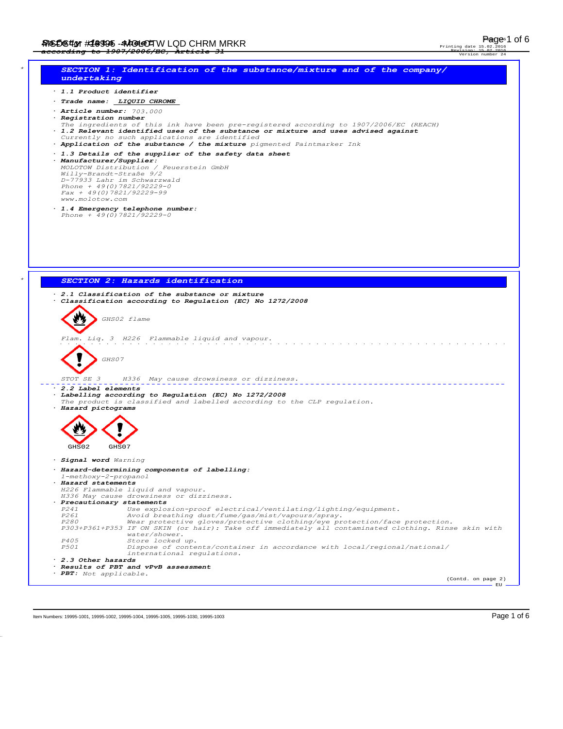# SECTION 1: Identification of the substance/mixture and of the company/ undertaking

· **1.1 Product identifier**

· **Trade name:** LIQUID CHROME

· **Article number:** 703.000

· **Registration number**
The ingredients of this ink have been pre-registered according to 1907/2006/EC (REACH)

· **1.2 Relevant identified uses of the substance or mixture and uses advised against**
Currently no such applications are identified

· **Application of the substance / the mixture** pigmented Paintmarker Ink

· **1.3 Details of the supplier of the safety data sheet**

· **Manufacturer/Supplier:**
MOLOTOW Distribution / Feuerstein GmbH
Willy-Brandt-Straße 9/2
D-77933 Lahr im Schwarzwald
Phone + 49(0)7821/92229-0
Fax + 49(0)7821/92229-99
www.molotow.com

· **1.4 Emergency telephone number:**
Phone + 49(0)7821/92229-0

# SECTION 2: Hazards identification

· **2.1 Classification of the substance or mixture**

· **Classification according to Regulation (EC) No 1272/2008**

GHS02 flame

Flam. Liq. 3 H226 Flammable liquid and vapour.

GHS07

STOT SE 3 H336 May cause drowsiness or dizziness.

· **2.2 Label elements**

· **Labelling according to Regulation (EC) No 1272/2008**
The product is classified and labelled according to the CLP regulation.

· **Hazard pictograms**

GHS02 GHS07

· **Signal word** Warning

· **Hazard-determining components of labelling:**
1-methoxy-2-propanol

· **Hazard statements**
H226 Flammable liquid and vapour.
H336 May cause drowsiness or dizziness.

· **Precautionary statements**

| | |
|---|---|
| P241 | Use explosion-proof electrical/ventilating/lighting/equipment. |
| P261 | Avoid breathing dust/fume/gas/mist/vapours/spray. |
| P280 | Wear protective gloves/protective clothing/eye protection/face protection. |
| P303+P361+P353 | IF ON SKIN (or hair): Take off immediately all contaminated clothing. Rinse skin with water/shower. |
| P405 | Store locked up. |
| P501 | Dispose of contents/container in accordance with local/regional/national/ international regulations. |

· **2.3 Other hazards**

· **Results of PBT and vPvB assessment**

· **PBT:** Not applicable.

(Contd. on page 2)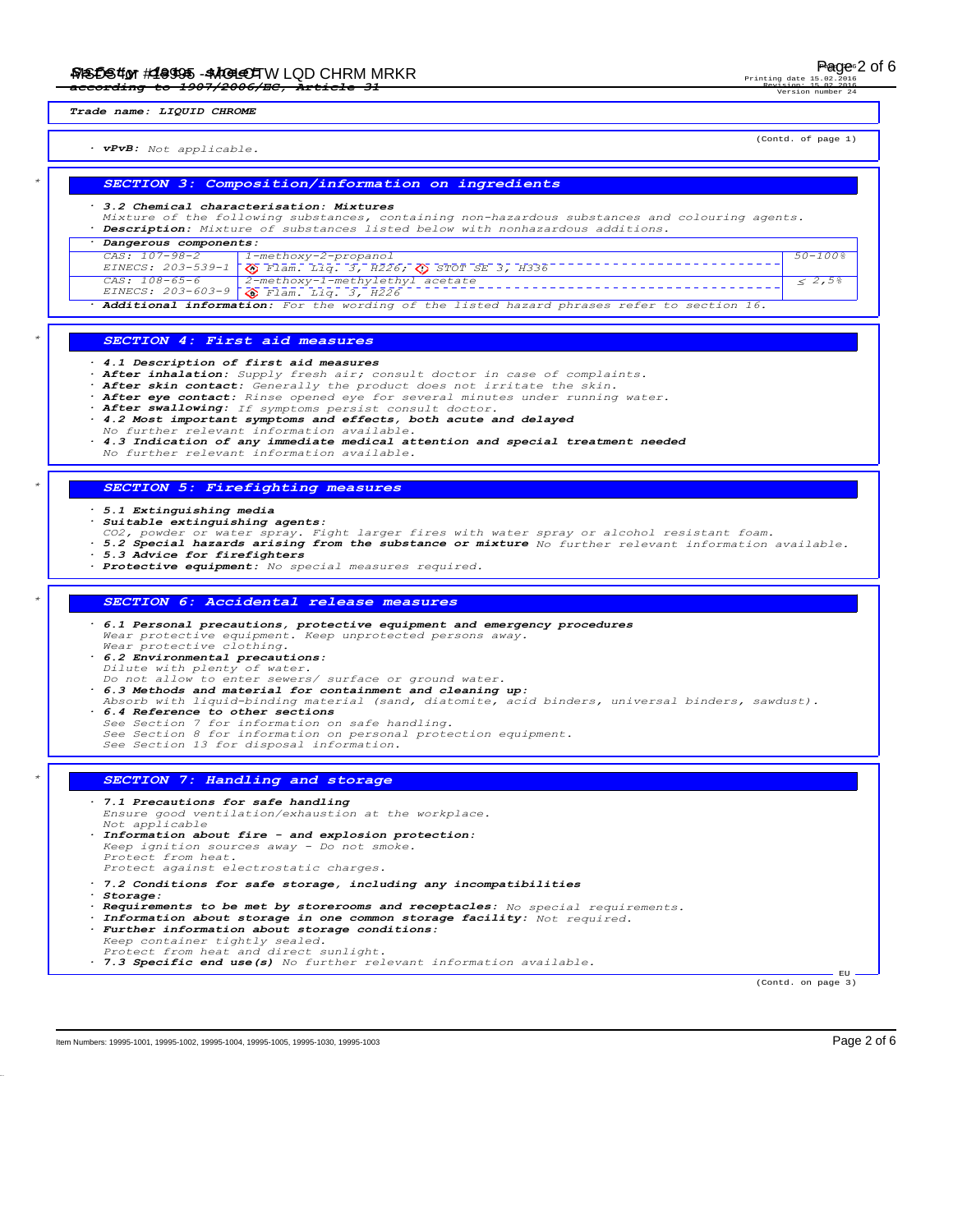**Trade name: LIQUID CHROME**

(Contd. of page 1)

· **vPvB:** Not applicable.

## SECTION 3: Composition/information on ingredients

· **3.2 Chemical characterisation: Mixtures**
Mixture of the following substances, containing non-hazardous substances and colouring agents.
· **Description:** Mixture of substances listed below with nonhazardous additions.

· **Dangerous components:**

| | | |
|---|---|---|
| CAS: 107-98-2<br>EINECS: 203-539-1 | 1-methoxy-2-propanol<br>Flam. Liq. 3, H226; STOT SE 3, H336 | 50-100% |
| CAS: 108-65-6<br>EINECS: 203-603-9 | 2-methoxy-1-methylethyl acetate<br>Flam. Liq. 3, H226 | ≤ 2,5% |

· **Additional information:** For the wording of the listed hazard phrases refer to section 16.

## SECTION 4: First aid measures

· **4.1 Description of first aid measures**
· **After inhalation:** Supply fresh air; consult doctor in case of complaints.
· **After skin contact:** Generally the product does not irritate the skin.
· **After eye contact:** Rinse opened eye for several minutes under running water.
· **After swallowing:** If symptoms persist consult doctor.
· **4.2 Most important symptoms and effects, both acute and delayed**
No further relevant information available.
· **4.3 Indication of any immediate medical attention and special treatment needed**
No further relevant information available.

## SECTION 5: Firefighting measures

· **5.1 Extinguishing media**
· **Suitable extinguishing agents:**
$CO_2$, powder or water spray. Fight larger fires with water spray or alcohol resistant foam.
· **5.2 Special hazards arising from the substance or mixture** No further relevant information available.
· **5.3 Advice for firefighters**
· **Protective equipment:** No special measures required.

## SECTION 6: Accidental release measures

· **6.1 Personal precautions, protective equipment and emergency procedures**
Wear protective equipment. Keep unprotected persons away.
Wear protective clothing.
· **6.2 Environmental precautions:**
Dilute with plenty of water.
Do not allow to enter sewers/ surface or ground water.
· **6.3 Methods and material for containment and cleaning up:**
Absorb with liquid-binding material (sand, diatomite, acid binders, universal binders, sawdust).
· **6.4 Reference to other sections**
See Section 7 for information on safe handling.
See Section 8 for information on personal protection equipment.
See Section 13 for disposal information.

## SECTION 7: Handling and storage

· **7.1 Precautions for safe handling**
Ensure good ventilation/exhaustion at the workplace.
Not applicable
· **Information about fire - and explosion protection:**
Keep ignition sources away - Do not smoke.
Protect from heat.
Protect against electrostatic charges.

· **7.2 Conditions for safe storage, including any incompatibilities**
· **Storage:**
· **Requirements to be met by storerooms and receptacles:** No special requirements.
· **Information about storage in one common storage facility:** Not required.
· **Further information about storage conditions:**
Keep container tightly sealed.
Protect from heat and direct sunlight.
· **7.3 Specific end use(s)** No further relevant information available.

(Contd. on page 3)

Item Numbers: 19995-1001, 19995-1002, 19995-1004, 19995-1005, 19995-1030, 19995-1003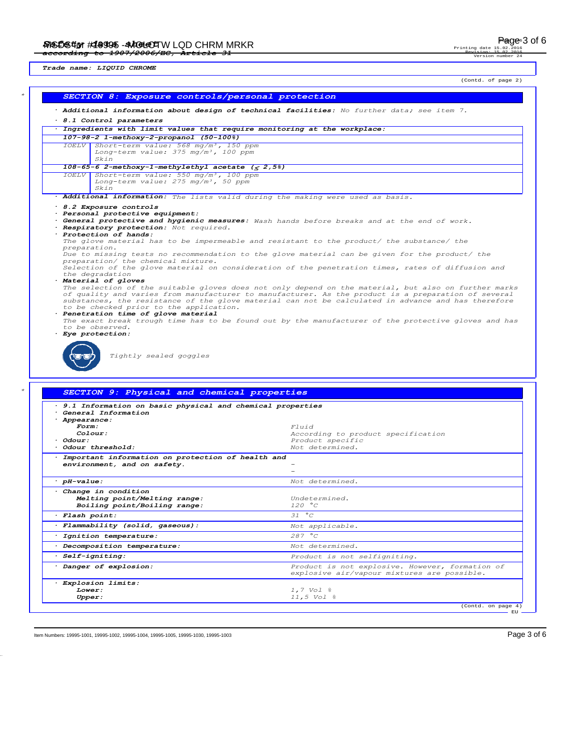Trade name: LIQUID CHROME

(Contd. of page 2)

## SECTION 8: Exposure controls/personal protection

· **Additional information about design of technical facilities:** No further data; see item 7.

· **8.1 Control parameters**

· **Ingredients with limit values that require monitoring at the workplace:**

| | |
|---|---|
| **107-98-2 1-methoxy-2-propanol (50-100%)** | |
| IOELV | Short-term value: 568 mg/m³, 150 ppm<br>Long-term value: 375 mg/m³, 100 ppm<br>Skin |
| **108-65-6 2-methoxy-1-methylethyl acetate (≤ 2,5%)** | |
| IOELV | Short-term value: 550 mg/m³, 100 ppm<br>Long-term value: 275 mg/m³, 50 ppm<br>Skin |

· **Additional information:** The lists valid during the making were used as basis.

· **8.2 Exposure controls**
· **Personal protective equipment:**
· **General protective and hygienic measures:** Wash hands before breaks and at the end of work.
· **Respiratory protection:** Not required.
· **Protection of hands:**
The glove material has to be impermeable and resistant to the product/ the substance/ the preparation.
Due to missing tests no recommendation to the glove material can be given for the product/ the preparation/ the chemical mixture.
Selection of the glove material on consideration of the penetration times, rates of diffusion and the degradation
· **Material of gloves**
The selection of the suitable gloves does not only depend on the material, but also on further marks of quality and varies from manufacturer to manufacturer. As the product is a preparation of several substances, the resistance of the glove material can not be calculated in advance and has therefore to be checked prior to the application.
· **Penetration time of glove material**
The exact break trough time has to be found out by the manufacturer of the protective gloves and has to be observed.
· **Eye protection:**

Tightly sealed goggles

## SECTION 9: Physical and chemical properties

| | |
|---|---|
| · **9.1 Information on basic physical and chemical properties** | |
| · **General Information** | |
| · **Appearance:** | |
| **Form:** | Fluid |
| **Colour:** | According to product specification |
| · **Odour:** | Product specific |
| · **Odour threshold:** | Not determined. |
| · **Important information on protection of health and environment, and on safety.** | -<br>- |
| · **pH-value:** | Not determined. |
| · **Change in condition** | |
| **Melting point/Melting range:** | Undetermined. |
| **Boiling point/Boiling range:** | 120 °C |
| · **Flash point:** | 31 °C |
| · **Flammability (solid, gaseous):** | Not applicable. |
| · **Ignition temperature:** | 287 °C |
| · **Decomposition temperature:** | Not determined. |
| · **Self-igniting:** | Product is not selfigniting. |
| · **Danger of explosion:** | Product is not explosive. However, formation of explosive air/vapour mixtures are possible. |
| · **Explosion limits:** | |
| **Lower:** | 1,7 Vol % |
| **Upper:** | 11,5 Vol % |

(Contd. on page 4)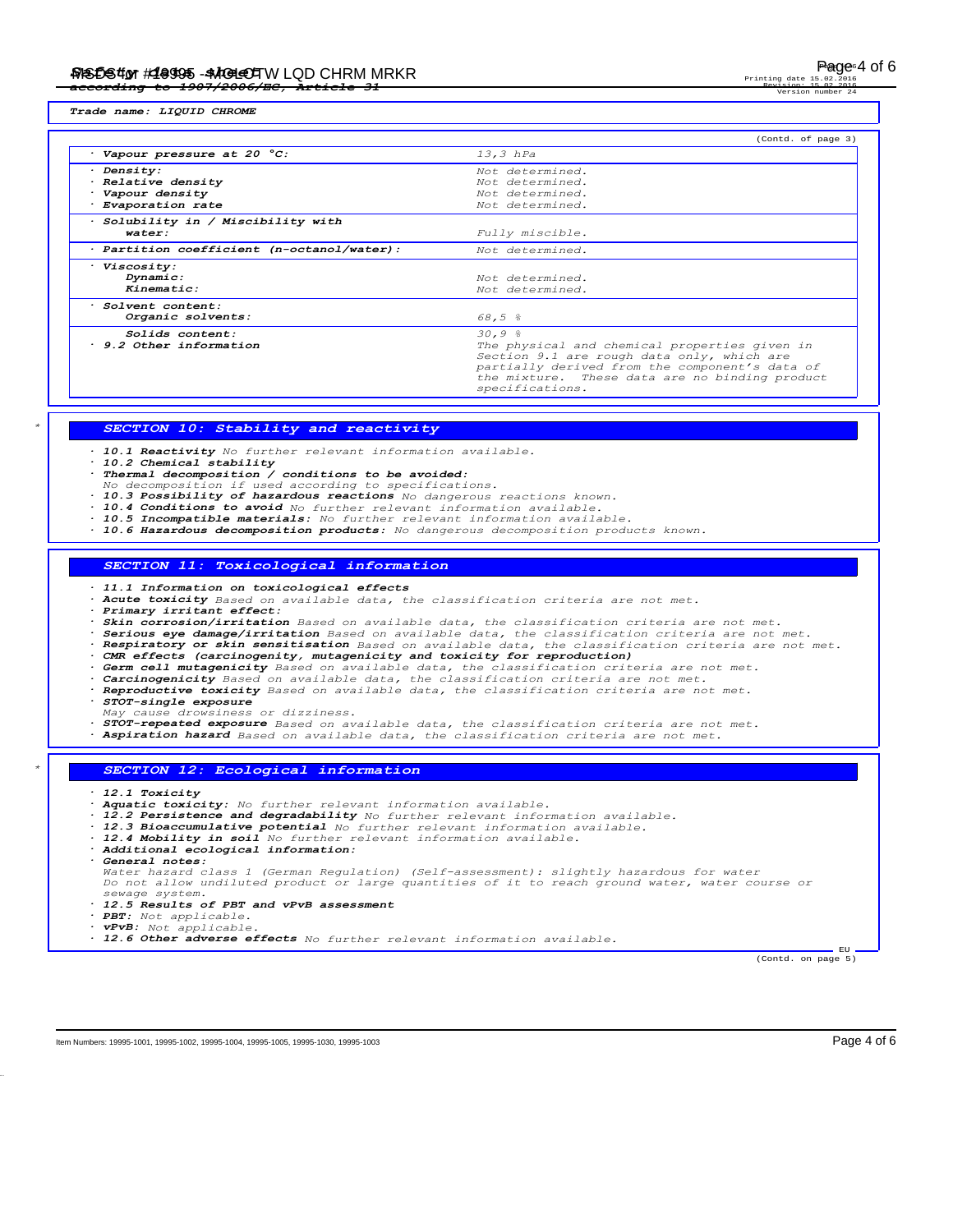**Trade name: LIQUID CHROME**

(Contd. of page 3)

| | |
|---|---|
| · **Vapour pressure at 20 °C:** | 13,3 hPa |
| · **Density:** | Not determined. |
| · **Relative density** | Not determined. |
| · **Vapour density** | Not determined. |
| · **Evaporation rate** | Not determined. |
| · **Solubility in / Miscibility with water:** | Fully miscible. |
| · **Partition coefficient (n-octanol/water):** | Not determined. |
| · **Viscosity:** | |
| **Dynamic:** | Not determined. |
| **Kinematic:** | Not determined. |
| · **Solvent content:** | |
| **Organic solvents:** | 68,5 % |
| **Solids content:** | 30,9 % |
| · **9.2 Other information** | The physical and chemical properties given in Section 9.1 are rough data only, which are partially derived from the component's data of the mixture. These data are no binding product specifications. |

## SECTION 10: Stability and reactivity

- · **10.1 Reactivity** No further relevant information available.
- · **10.2 Chemical stability**
- · **Thermal decomposition / conditions to be avoided:** No decomposition if used according to specifications.
- · **10.3 Possibility of hazardous reactions** No dangerous reactions known.
- · **10.4 Conditions to avoid** No further relevant information available.
- · **10.5 Incompatible materials:** No further relevant information available.
- · **10.6 Hazardous decomposition products:** No dangerous decomposition products known.

## SECTION 11: Toxicological information

- · **11.1 Information on toxicological effects**
- · **Acute toxicity** Based on available data, the classification criteria are not met.
- · **Primary irritant effect:**
- · **Skin corrosion/irritation** Based on available data, the classification criteria are not met.
- · **Serious eye damage/irritation** Based on available data, the classification criteria are not met.
- · **Respiratory or skin sensitisation** Based on available data, the classification criteria are not met.
- · **CMR effects (carcinogenity, mutagenicity and toxicity for reproduction)**
- · **Germ cell mutagenicity** Based on available data, the classification criteria are not met.
- · **Carcinogenicity** Based on available data, the classification criteria are not met.
- · **Reproductive toxicity** Based on available data, the classification criteria are not met.
- · **STOT-single exposure** May cause drowsiness or dizziness.
- · **STOT-repeated exposure** Based on available data, the classification criteria are not met.
- · **Aspiration hazard** Based on available data, the classification criteria are not met.

## SECTION 12: Ecological information

- · **12.1 Toxicity**
- · **Aquatic toxicity:** No further relevant information available.
- · **12.2 Persistence and degradability** No further relevant information available.
- · **12.3 Bioaccumulative potential** No further relevant information available.
- · **12.4 Mobility in soil** No further relevant information available.
- · **Additional ecological information:**
- · **General notes:** Water hazard class 1 (German Regulation) (Self-assessment): slightly hazardous for water. Do not allow undiluted product or large quantities of it to reach ground water, water course or sewage system.
- · **12.5 Results of PBT and vPvB assessment**
- · **PBT:** Not applicable.
- · **vPvB:** Not applicable.
- · **12.6 Other adverse effects** No further relevant information available.

(Contd. on page 5)

Item Numbers: 19995-1001, 19995-1002, 19995-1004, 19995-1005, 19995-1030, 19995-1003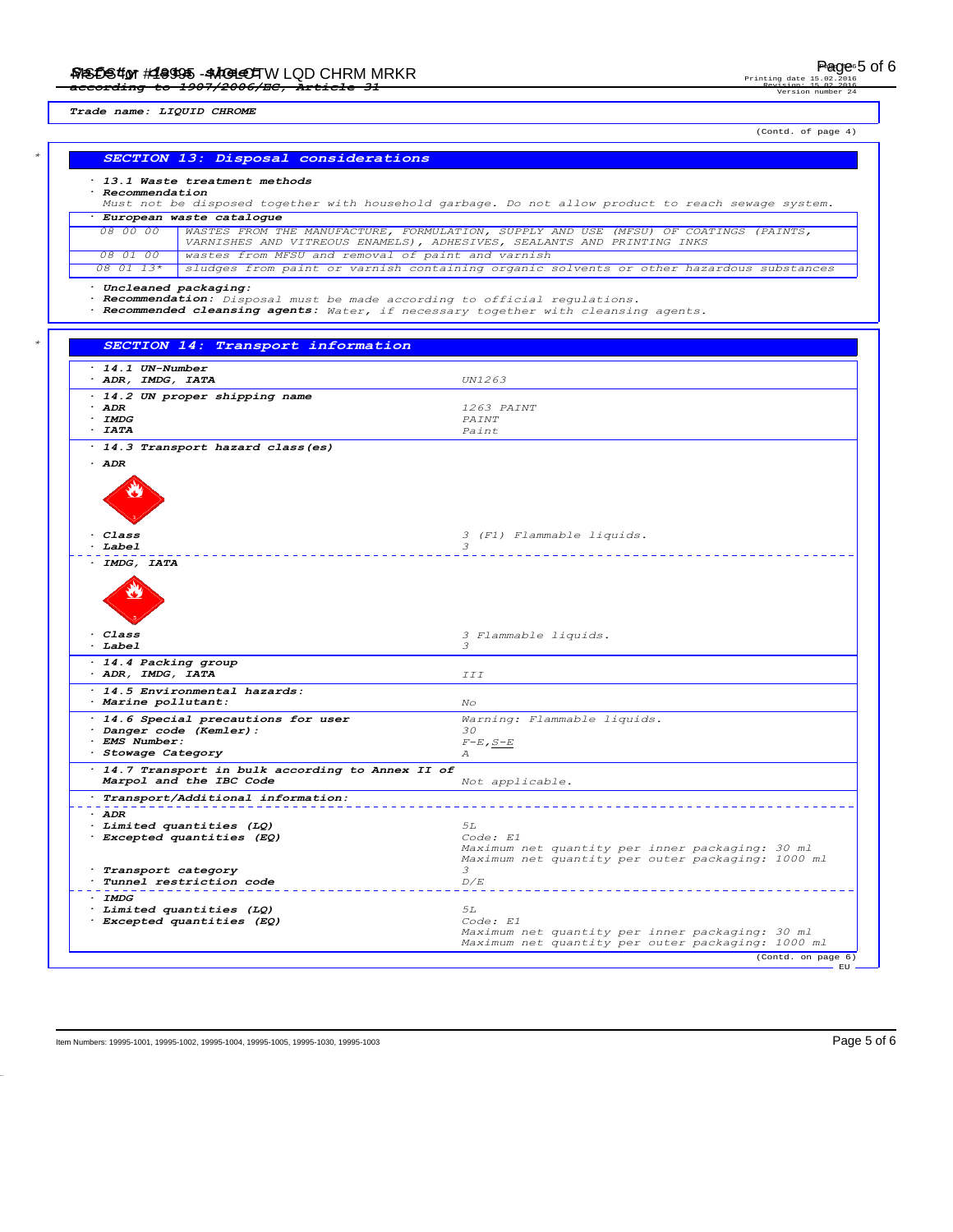Trade name: LIQUID CHROME

(Contd. of page 4)

## SECTION 13: Disposal considerations

· **13.1 Waste treatment methods**
· **Recommendation**
Must not be disposed together with household garbage. Do not allow product to reach sewage system.

· **European waste catalogue**

| | |
|---|---|
| 08 00 00 | WASTES FROM THE MANUFACTURE, FORMULATION, SUPPLY AND USE (MFSU) OF COATINGS (PAINTS, VARNISHES AND VITREOUS ENAMELS), ADHESIVES, SEALANTS AND PRINTING INKS |
| 08 01 00 | wastes from MFSU and removal of paint and varnish |
| 08 01 13* | sludges from paint or varnish containing organic solvents or other hazardous substances |

· **Uncleaned packaging:**
· **Recommendation:** Disposal must be made according to official regulations.
· **Recommended cleansing agents:** Water, if necessary together with cleansing agents.

## SECTION 14: Transport information

| | |
|---|---|
| · **14.1 UN-Number** | |
| · **ADR, IMDG, IATA** | UN1263 |
| · **14.2 UN proper shipping name** | |
| · **ADR** | 1263 PAINT |
| · **IMDG** | PAINT |
| · **IATA** | Paint |
| · **14.3 Transport hazard class(es)** | |
| · **ADR** | |
| · **Class** | 3 (F1) Flammable liquids. |
| · **Label** | 3 |
| · **IMDG, IATA** | |
| · **Class** | 3 Flammable liquids. |
| · **Label** | 3 |
| · **14.4 Packing group** | |
| · **ADR, IMDG, IATA** | III |
| · **14.5 Environmental hazards:** | |
| · **Marine pollutant:** | No |
| · **14.6 Special precautions for user** | Warning: Flammable liquids. |
| · **Danger code (Kemler):** | 30 |
| · **EMS Number:** | F-E,S-E |
| · **Stowage Category** | A |
| · **14.7 Transport in bulk according to Annex II of Marpol and the IBC Code** | Not applicable. |
| · **Transport/Additional information:** | |
| · **ADR** | |
| · **Limited quantities (LQ)** | 5L |
| · **Excepted quantities (EQ)** | Code: E1<br>Maximum net quantity per inner packaging: 30 ml<br>Maximum net quantity per outer packaging: 1000 ml |
| · **Transport category** | 3 |
| · **Tunnel restriction code** | D/E |
| · **IMDG** | |
| · **Limited quantities (LQ)** | 5L |
| · **Excepted quantities (EQ)** | Code: E1<br>Maximum net quantity per inner packaging: 30 ml<br>Maximum net quantity per outer packaging: 1000 ml |

(Contd. on page 6)

Item Numbers: 19995-1001, 19995-1002, 19995-1004, 19995-1005, 19995-1030, 19995-1003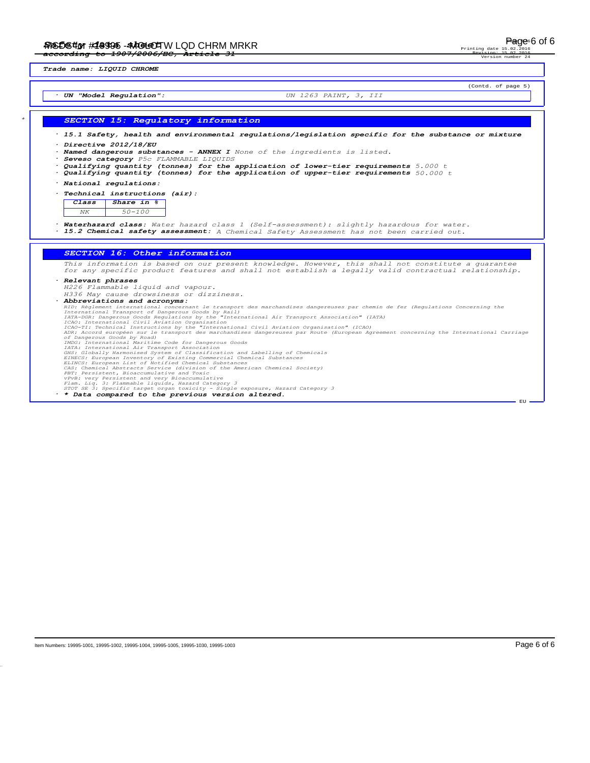**Trade name: LIQUID CHROME**

(Contd. of page 5)

· **UN "Model Regulation":** UN 1263 PAINT, 3, III

## SECTION 15: Regulatory information

· **15.1 Safety, health and environmental regulations/legislation specific for the substance or mixture**

· **Directive 2012/18/EU**

· **Named dangerous substances - ANNEX I** None of the ingredients is listed.

· **Seveso category** P5c FLAMMABLE LIQUIDS

· **Qualifying quantity (tonnes) for the application of lower-tier requirements** 5.000 t

· **Qualifying quantity (tonnes) for the application of upper-tier requirements** 50.000 t

· **National regulations:**

· **Technical instructions (air):**

| Class | Share in % |
|---|---|
| NK | 50-100 |

· **Waterhazard class:** Water hazard class 1 (Self-assessment): slightly hazardous for water.

· **15.2 Chemical safety assessment:** A Chemical Safety Assessment has not been carried out.

## SECTION 16: Other information

This information is based on our present knowledge. However, this shall not constitute a guarantee for any specific product features and shall not establish a legally valid contractual relationship.

· **Relevant phrases**

H226 Flammable liquid and vapour.
H336 May cause drowsiness or dizziness.

· **Abbreviations and acronyms:**

RID: Règlement international concernant le transport des marchandises dangereuses par chemin de fer (Regulations Concerning the International Transport of Dangerous Goods by Rail)
IATA-DGR: Dangerous Goods Regulations by the "International Air Transport Association" (IATA)
ICAO: International Civil Aviation Organisation
ICAO-TI: Technical Instructions by the "International Civil Aviation Organisation" (ICAO)
ADR: Accord européen sur le transport des marchandises dangereuses par Route (European Agreement concerning the International Carriage of Dangerous Goods by Road)
IMDG: International Maritime Code for Dangerous Goods
IATA: International Air Transport Association
GHS: Globally Harmonised System of Classification and Labelling of Chemicals
EINECS: European Inventory of Existing Commercial Chemical Substances
ELINCS: European List of Notified Chemical Substances
CAS: Chemical Abstracts Service (division of the American Chemical Society)
PBT: Persistent, Bioaccumulative and Toxic
vPvB: very Persistent and very Bioaccumulative
Flam. Liq. 3: Flammable liquids, Hazard Category 3
STOT SE 3: Specific target organ toxicity - Single exposure, Hazard Category 3

· **\* Data compared to the previous version altered.**

Item Numbers: 19995-1001, 19995-1002, 19995-1004, 19995-1005, 19995-1030, 19995-1003